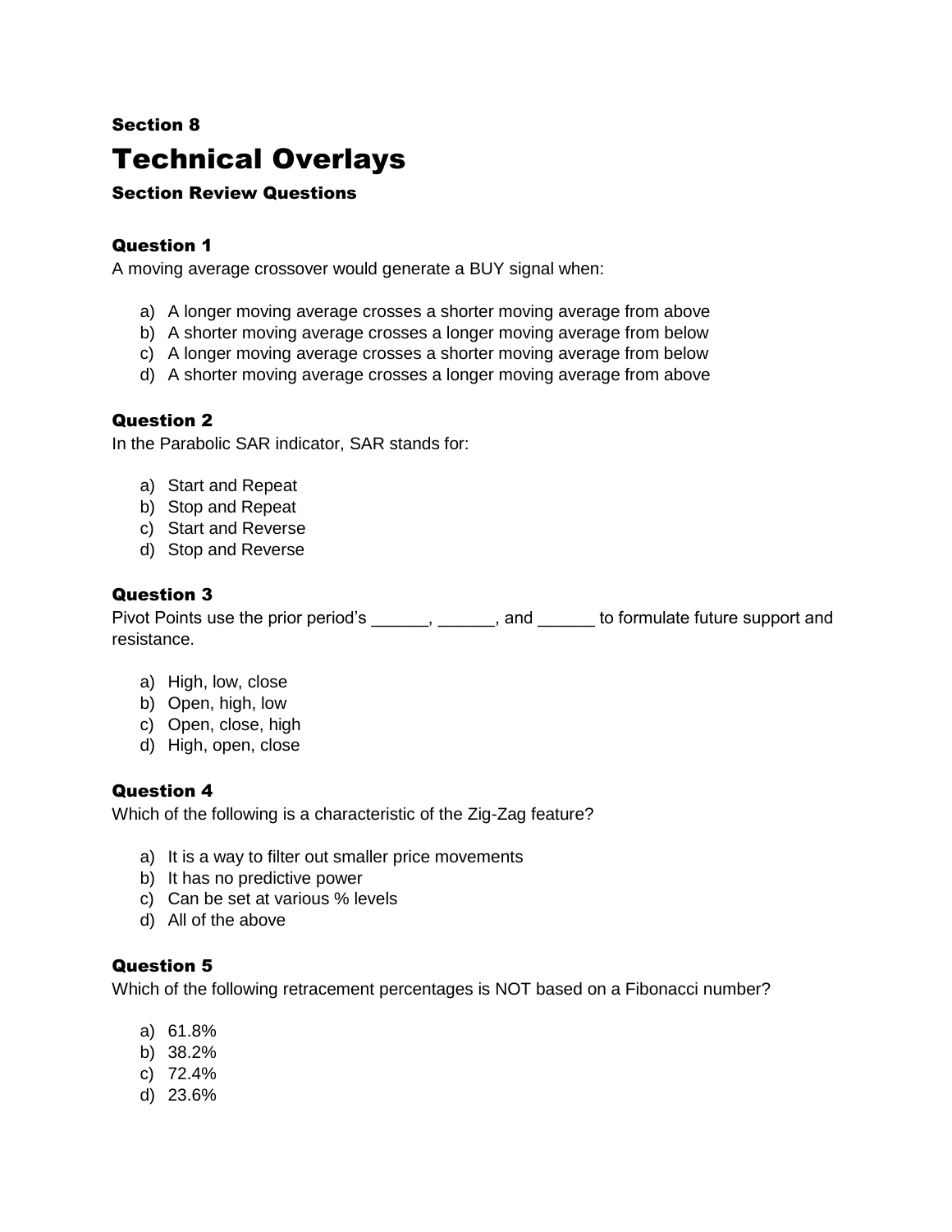### Section 8

# Technical Overlays

### Section Review Questions

### Question 1

A moving average crossover would generate a BUY signal when:

a) A longer moving average crosses a shorter moving average from above
b) A shorter moving average crosses a longer moving average from below
c) A longer moving average crosses a shorter moving average from below
d) A shorter moving average crosses a longer moving average from above

### Question 2

In the Parabolic SAR indicator, SAR stands for:

a) Start and Repeat
b) Stop and Repeat
c) Start and Reverse
d) Stop and Reverse

### Question 3

Pivot Points use the prior period's ______, ______, and ______ to formulate future support and resistance.

a) High, low, close
b) Open, high, low
c) Open, close, high
d) High, open, close

### Question 4

Which of the following is a characteristic of the Zig-Zag feature?

a) It is a way to filter out smaller price movements
b) It has no predictive power
c) Can be set at various % levels
d) All of the above

### Question 5

Which of the following retracement percentages is NOT based on a Fibonacci number?

a) 61.8%
b) 38.2%
c) 72.4%
d) 23.6%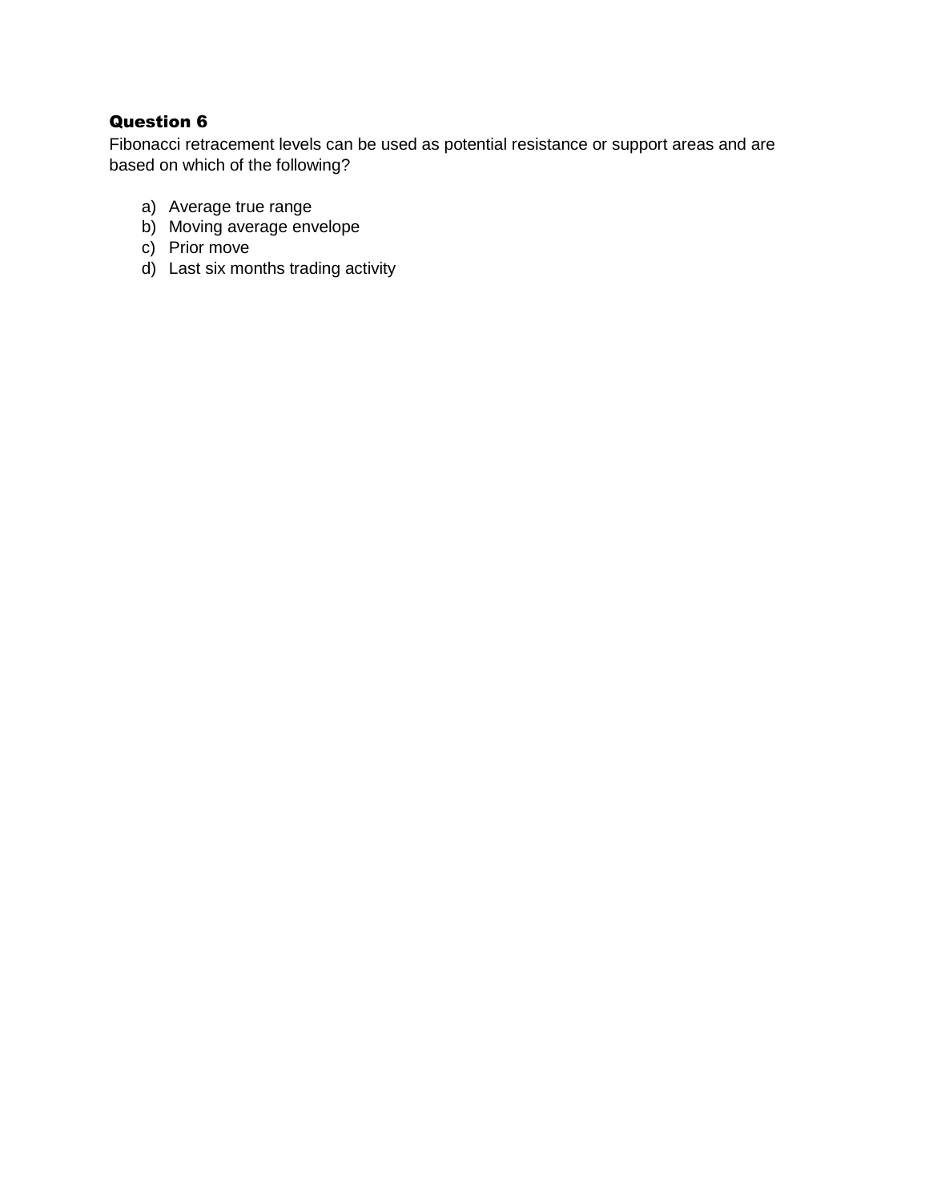**Question 6**

Fibonacci retracement levels can be used as potential resistance or support areas and are based on which of the following?

a) Average true range
b) Moving average envelope
c) Prior move
d) Last six months trading activity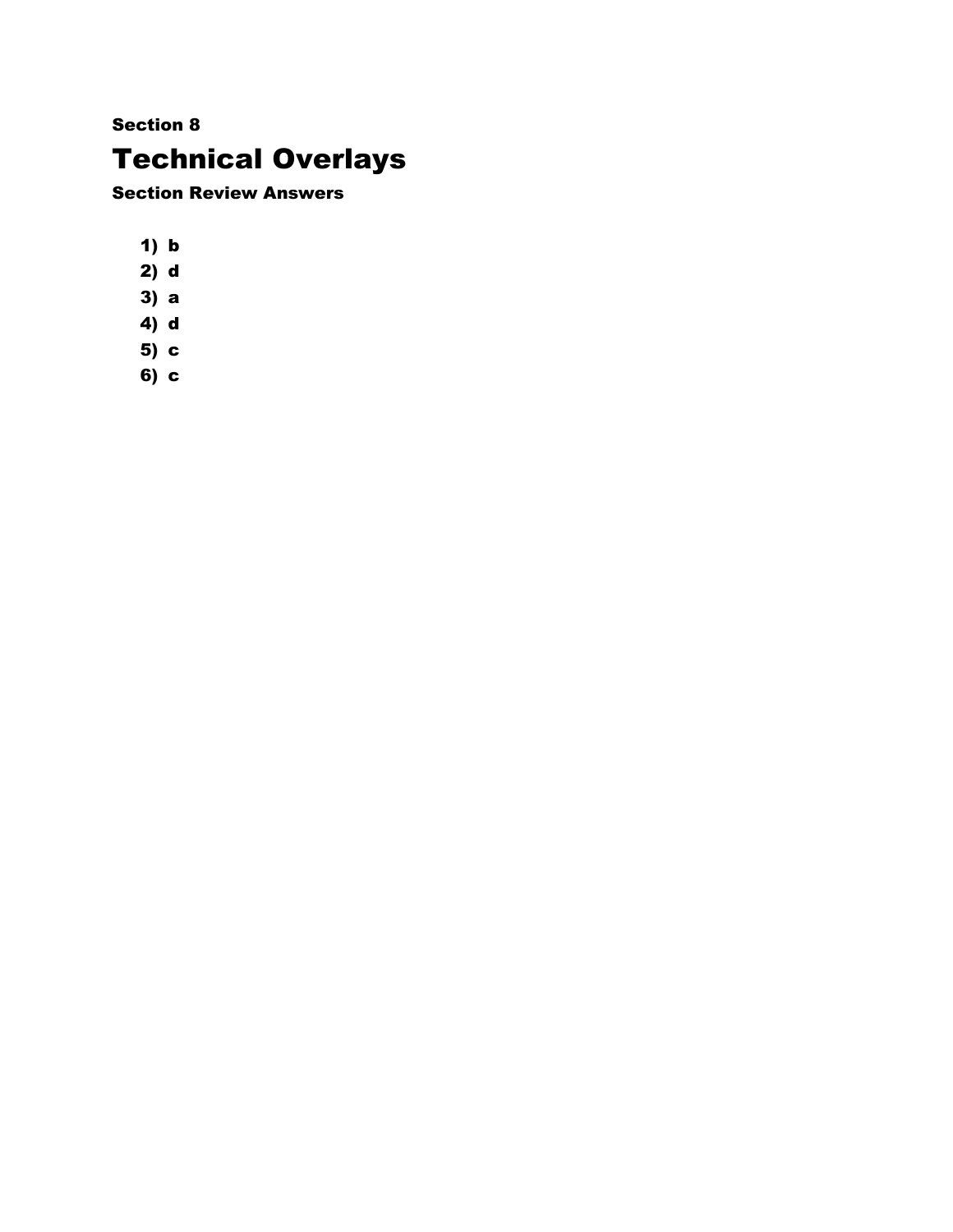**Section 8**

# Technical Overlays

### Section Review Answers

1) **b**
2) **d**
3) **a**
4) **d**
5) **c**
6) **c**